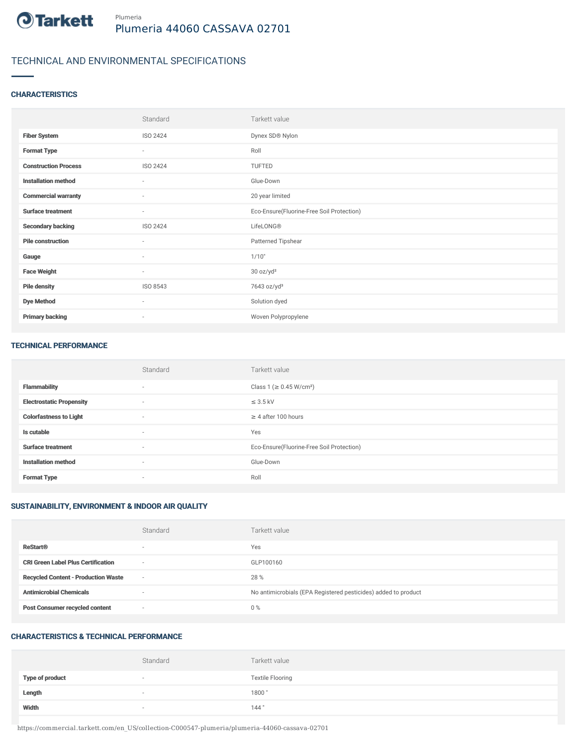Plumeria

# Plumeria 44060 CASSAVA 02701

## TECHNICAL AND ENVIRONMENTAL SPECIFICATIONS

### CHARACTERISTICS

| | Standard | Tarkett value |
|---|---|---|
| **Fiber System** | ISO 2424 | Dynex SD® Nylon |
| **Format Type** | - | Roll |
| **Construction Process** | ISO 2424 | TUFTED |
| **Installation method** | - | Glue-Down |
| **Commercial warranty** | - | 20 year limited |
| **Surface treatment** | - | Eco-Ensure(Fluorine-Free Soil Protection) |
| **Secondary backing** | ISO 2424 | LifeLONG® |
| **Pile construction** | - | Patterned Tipshear |
| **Gauge** | - | 1/10" |
| **Face Weight** | - | 30 oz/yd² |
| **Pile density** | ISO 8543 | 7643 oz/yd³ |
| **Dye Method** | - | Solution dyed |
| **Primary backing** | - | Woven Polypropylene |

### TECHNICAL PERFORMANCE

| | Standard | Tarkett value |
|---|---|---|
| **Flammability** | - | Class 1 (≥ 0.45 W/cm²) |
| **Electrostatic Propensity** | - | ≤ 3.5 kV |
| **Colorfastness to Light** | - | ≥ 4 after 100 hours |
| **Is cutable** | - | Yes |
| **Surface treatment** | - | Eco-Ensure(Fluorine-Free Soil Protection) |
| **Installation method** | - | Glue-Down |
| **Format Type** | - | Roll |

### SUSTAINABILITY, ENVIRONMENT & INDOOR AIR QUALITY

| | Standard | Tarkett value |
|---|---|---|
| **ReStart®** | - | Yes |
| **CRI Green Label Plus Certification** | - | GLP100160 |
| **Recycled Content - Production Waste** | - | 28 % |
| **Antimicrobial Chemicals** | - | No antimicrobials (EPA Registered pesticides) added to product |
| **Post Consumer recycled content** | - | 0 % |

### CHARACTERISTICS & TECHNICAL PERFORMANCE

| | Standard | Tarkett value |
|---|---|---|
| **Type of product** | - | Textile Flooring |
| **Length** | - | 1800 " |
| **Width** | - | 144 " |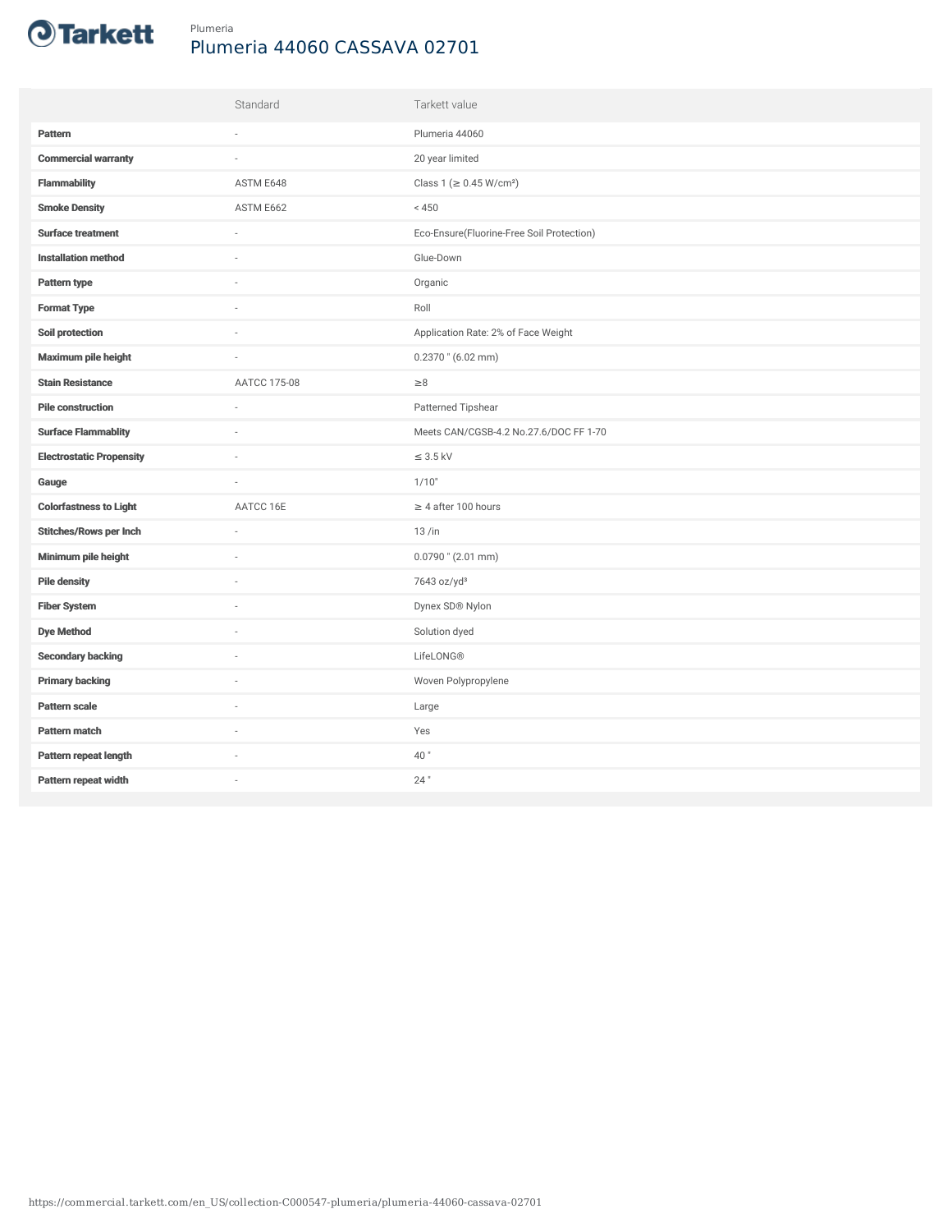Plumeria

# Plumeria 44060 CASSAVA 02701

| | Standard | Tarkett value |
|---|---|---|
| **Pattern** | - | Plumeria 44060 |
| **Commercial warranty** | - | 20 year limited |
| **Flammability** | ASTM E648 | Class 1 (≥ 0.45 W/cm²) |
| **Smoke Density** | ASTM E662 | < 450 |
| **Surface treatment** | - | Eco-Ensure(Fluorine-Free Soil Protection) |
| **Installation method** | - | Glue-Down |
| **Pattern type** | - | Organic |
| **Format Type** | - | Roll |
| **Soil protection** | - | Application Rate: 2% of Face Weight |
| **Maximum pile height** | - | 0.2370 " (6.02 mm) |
| **Stain Resistance** | AATCC 175-08 | ≥8 |
| **Pile construction** | - | Patterned Tipshear |
| **Surface Flammablity** | - | Meets CAN/CGSB-4.2 No.27.6/DOC FF 1-70 |
| **Electrostatic Propensity** | - | ≤ 3.5 kV |
| **Gauge** | - | 1/10" |
| **Colorfastness to Light** | AATCC 16E | ≥ 4 after 100 hours |
| **Stitches/Rows per Inch** | - | 13 /in |
| **Minimum pile height** | - | 0.0790 " (2.01 mm) |
| **Pile density** | - | 7643 oz/yd³ |
| **Fiber System** | - | Dynex SD® Nylon |
| **Dye Method** | - | Solution dyed |
| **Secondary backing** | - | LifeLONG® |
| **Primary backing** | - | Woven Polypropylene |
| **Pattern scale** | - | Large |
| **Pattern match** | - | Yes |
| **Pattern repeat length** | - | 40 " |
| **Pattern repeat width** | - | 24 " |

https://commercial.tarkett.com/en_US/collection-C000547-plumeria/plumeria-44060-cassava-02701